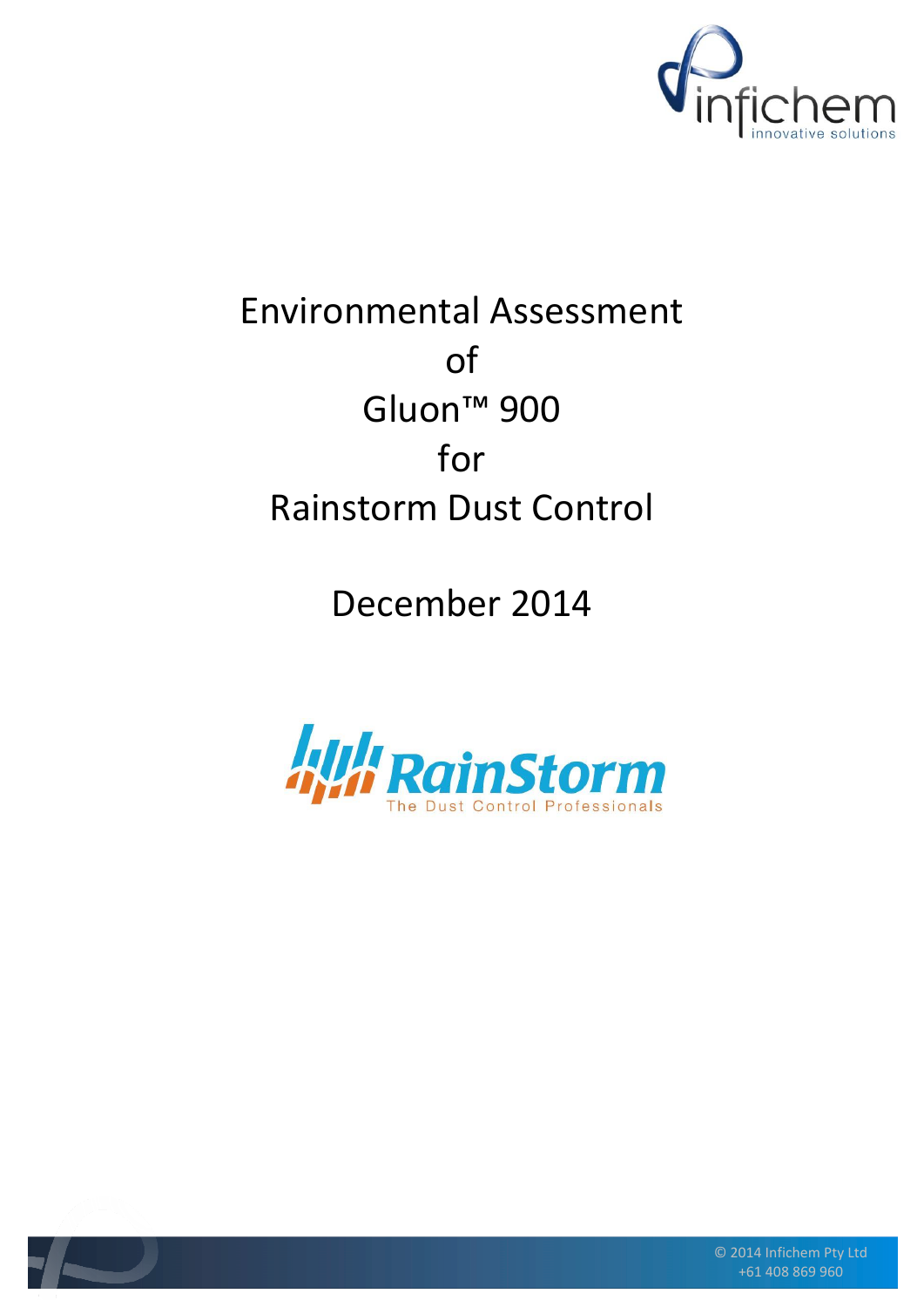# Environmental Assessment of Gluon™ 900 for Rainstorm Dust Control

December 2014

© 2014 Inafichem Pty Ltd
+61 408 869 960

# Environmental Assessment of Gluon™ 900 for Rainstorm Dust Control

December 2014

© 2014 Inafichem Pty Ltd
+61 408 869 960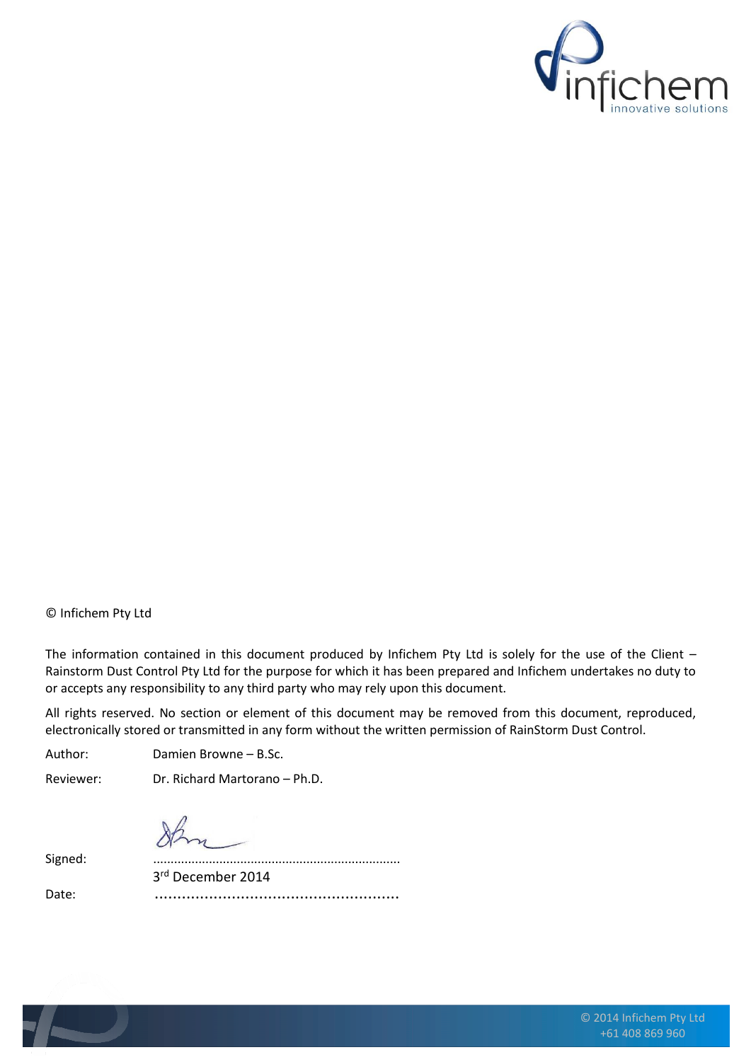© Inflchem Pty Ltd

The information contained in this document produced by Infichem Pty Ltd is solely for the use of the Client – Rainstorm Dust Control Pty Ltd for the purpose for which it has been prepared and Infichem undertakes no duty to or accepts any responsibility to any third party who may rely upon this document.

All rights reserved. No section or element of this document may be removed from this document, reproduced, electronically stored or transmitted in any form without the written permission of RainStorm Dust Control.

Author: Damien Browne – B.Sc.

Reviewer: Dr. Richard Martorano – Ph.D.

Signed: ......................................................................

Date: 3rd December 2014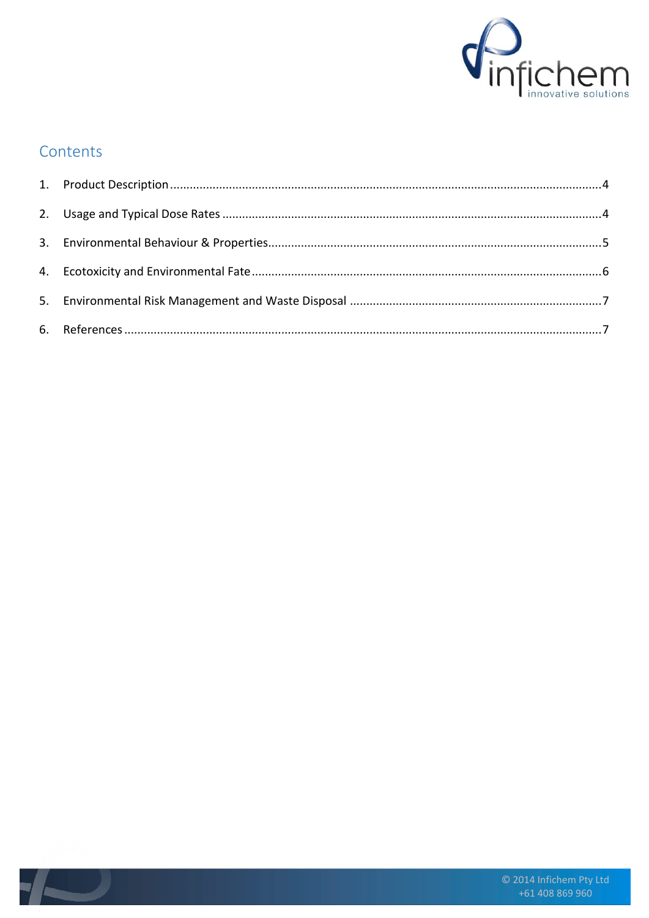## Contents

1. Product Description ........................................................................................................................4
2. Usage and Typical Dose Rates ........................................................................................................4
3. Environmental Behaviour & Properties...........................................................................................5
4. Ecotoxicity and Environmental Fate ................................................................................................6
5. Environmental Risk Management and Waste Disposal ...................................................................7
6. References ......................................................................................................................................7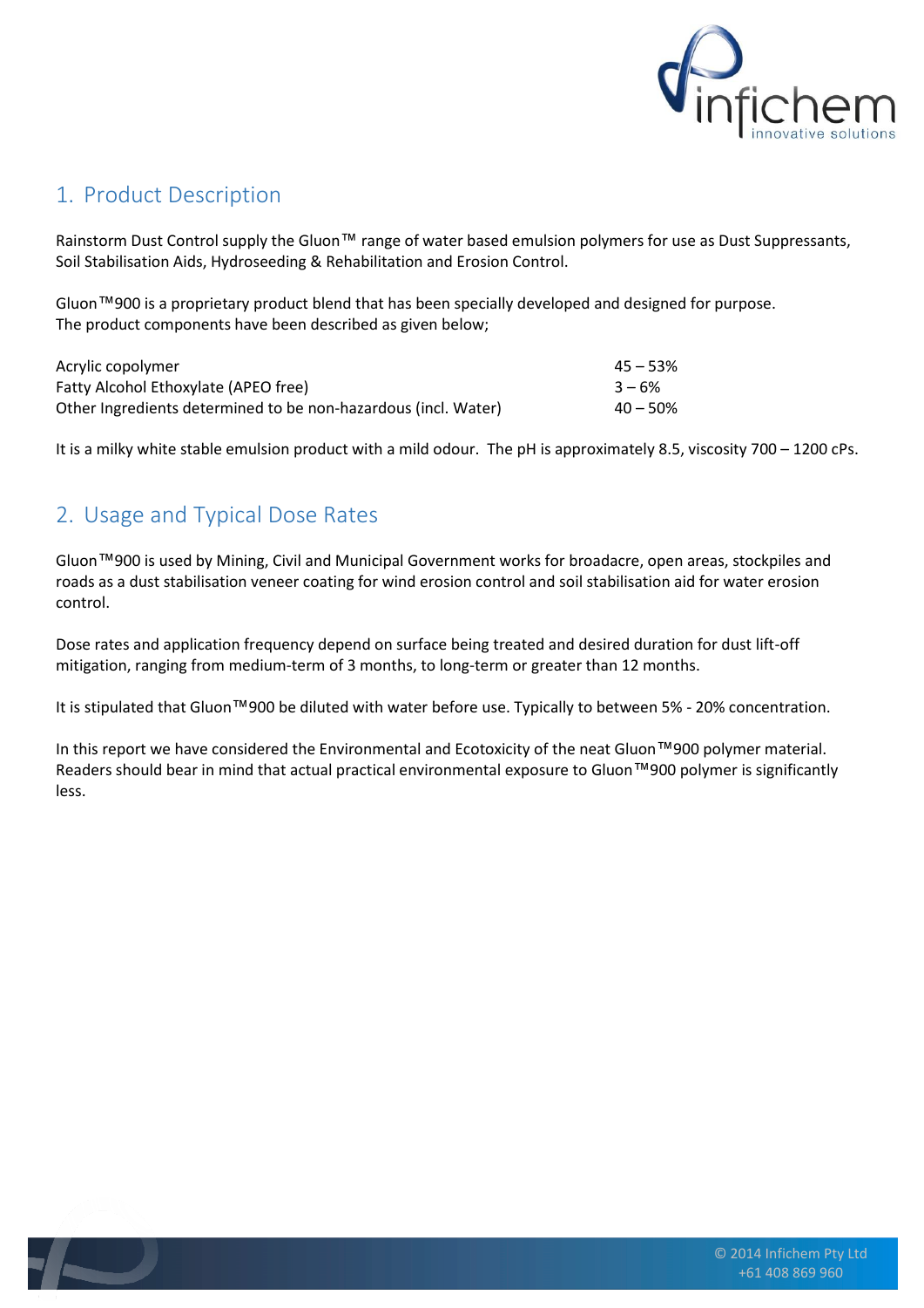## 1. Product Description

Rainstorm Dust Control supply the Gluon™ range of water based emulsion polymers for use as Dust Suppressants, Soil Stabilisation Aids, Hydroseeding & Rehabilitation and Erosion Control.

Gluon™900 is a proprietary product blend that has been specially developed and designed for purpose. The product components have been described as given below;

| | |
|---|---|
| Acrylic copolymer | 45 – 53% |
| Fatty Alcohol Ethoxylate (APEO free) | 3 – 6% |
| Other Ingredients determined to be non-hazardous (incl. Water) | 40 – 50% |

It is a milky white stable emulsion product with a mild odour. The pH is approximately 8.5, viscosity 700 – 1200 cPs.

## 2. Usage and Typical Dose Rates

Gluon™900 is used by Mining, Civil and Municipal Government works for broadacre, open areas, stockpiles and roads as a dust stabilisation veneer coating for wind erosion control and soil stabilisation aid for water erosion control.

Dose rates and application frequency depend on surface being treated and desired duration for dust lift-off mitigation, ranging from medium-term of 3 months, to long-term or greater than 12 months.

It is stipulated that Gluon™900 be diluted with water before use. Typically to between 5% - 20% concentration.

In this report we have considered the Environmental and Ecotoxicity of the neat Gluon™900 polymer material. Readers should bear in mind that actual practical environmental exposure to Gluon™900 polymer is significantly less.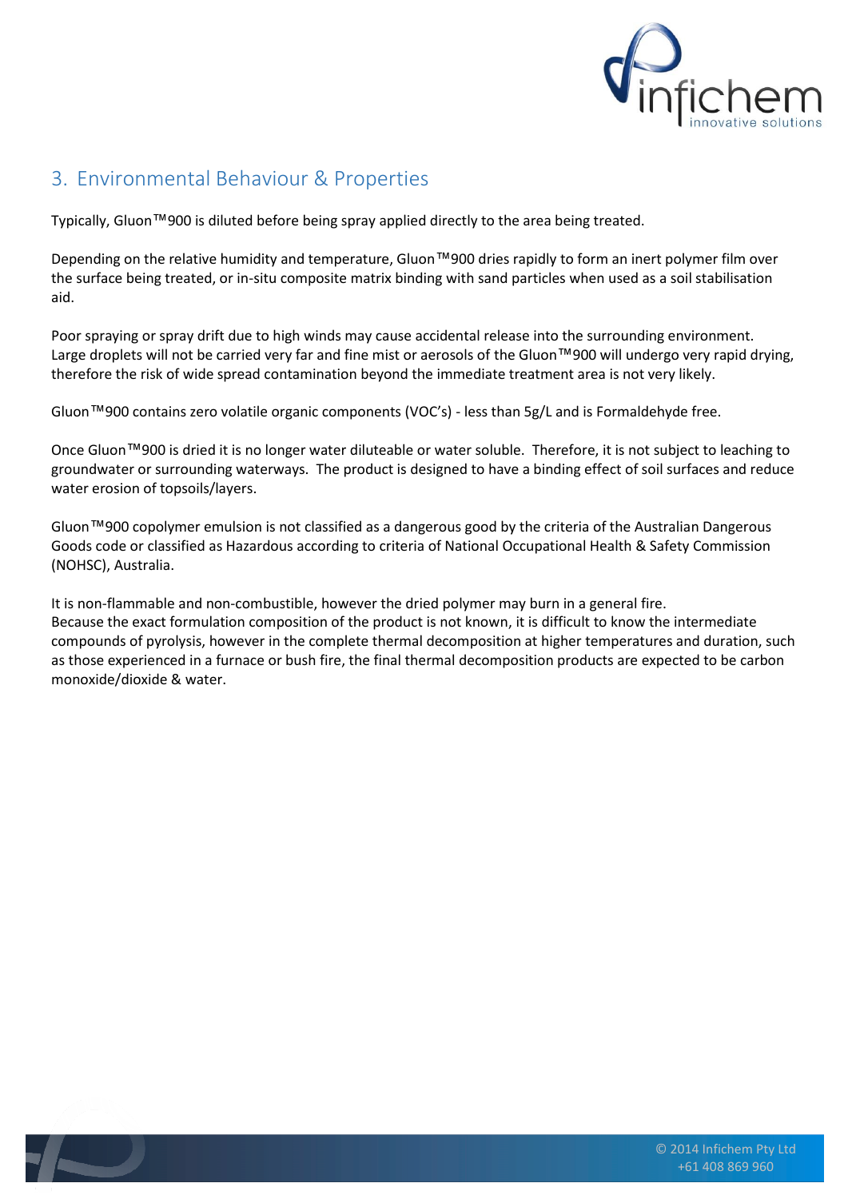## 3. Environmental Behaviour & Properties

Typically, Gluon™900 is diluted before being spray applied directly to the area being treated.

Depending on the relative humidity and temperature, Gluon™900 dries rapidly to form an inert polymer film over the surface being treated, or in-situ composite matrix binding with sand particles when used as a soil stabilisation aid.

Poor spraying or spray drift due to high winds may cause accidental release into the surrounding environment. Large droplets will not be carried very far and fine mist or aerosols of the Gluon™900 will undergo very rapid drying, therefore the risk of wide spread contamination beyond the immediate treatment area is not very likely.

Gluon™900 contains zero volatile organic components (VOC's) - less than 5g/L and is Formaldehyde free.

Once Gluon™900 is dried it is no longer water diluteable or water soluble. Therefore, it is not subject to leaching to groundwater or surrounding waterways. The product is designed to have a binding effect of soil surfaces and reduce water erosion of topsoils/layers.

Gluon™900 copolymer emulsion is not classified as a dangerous good by the criteria of the Australian Dangerous Goods code or classified as Hazardous according to criteria of National Occupational Health & Safety Commission (NOHSC), Australia.

It is non-flammable and non-combustible, however the dried polymer may burn in a general fire.
Because the exact formulation composition of the product is not known, it is difficult to know the intermediate compounds of pyrolysis, however in the complete thermal decomposition at higher temperatures and duration, such as those experienced in a furnace or bush fire, the final thermal decomposition products are expected to be carbon monoxide/dioxide & water.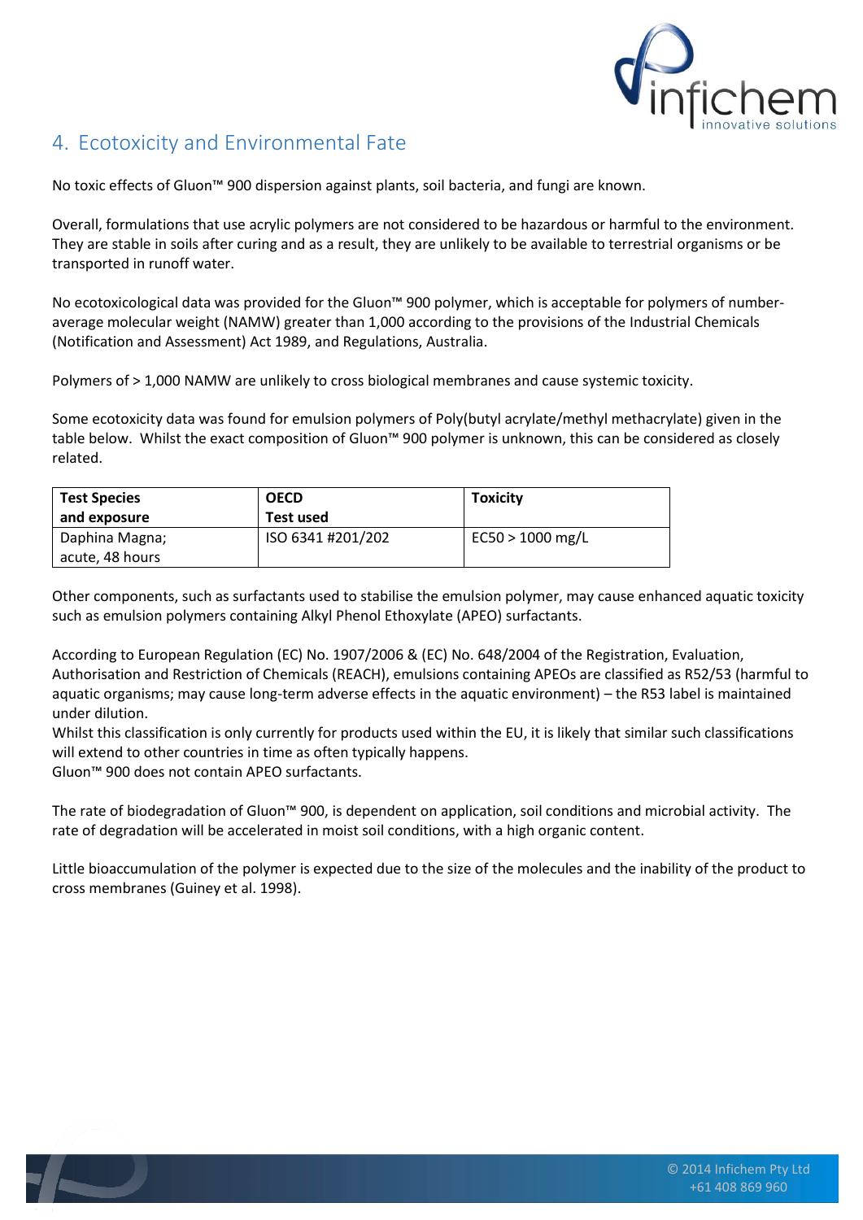## 4. Ecotoxicity and Environmental Fate

No toxic effects of Gluon™ 900 dispersion against plants, soil bacteria, and fungi are known.

Overall, formulations that use acrylic polymers are not considered to be hazardous or harmful to the environment. They are stable in soils after curing and as a result, they are unlikely to be available to terrestrial organisms or be transported in runoff water.

No ecotoxicological data was provided for the Gluon™ 900 polymer, which is acceptable for polymers of number-average molecular weight (NAMW) greater than 1,000 according to the provisions of the Industrial Chemicals (Notification and Assessment) Act 1989, and Regulations, Australia.

Polymers of > 1,000 NAMW are unlikely to cross biological membranes and cause systemic toxicity.

Some ecotoxicity data was found for emulsion polymers of Poly(butyl acrylate/methyl methacrylate) given in the table below. Whilst the exact composition of Gluon™ 900 polymer is unknown, this can be considered as closely related.

| **Test Species and exposure** | **OECD Test used** | **Toxicity** |
|---|---|---|
| Daphina Magna; acute, 48 hours | ISO 6341 #201/202 | EC50 > 1000 mg/L |

Other components, such as surfactants used to stabilise the emulsion polymer, may cause enhanced aquatic toxicity such as emulsion polymers containing Alkyl Phenol Ethoxylate (APEO) surfactants.

According to European Regulation (EC) No. 1907/2006 & (EC) No. 648/2004 of the Registration, Evaluation, Authorisation and Restriction of Chemicals (REACH), emulsions containing APEOs are classified as R52/53 (harmful to aquatic organisms; may cause long-term adverse effects in the aquatic environment) – the R53 label is maintained under dilution.
Whilst this classification is only currently for products used within the EU, it is likely that similar such classifications will extend to other countries in time as often typically happens.
Gluon™ 900 does not contain APEO surfactants.

The rate of biodegradation of Gluon™ 900, is dependent on application, soil conditions and microbial activity. The rate of degradation will be accelerated in moist soil conditions, with a high organic content.

Little bioaccumulation of the polymer is expected due to the size of the molecules and the inability of the product to cross membranes (Guiney et al. 1998).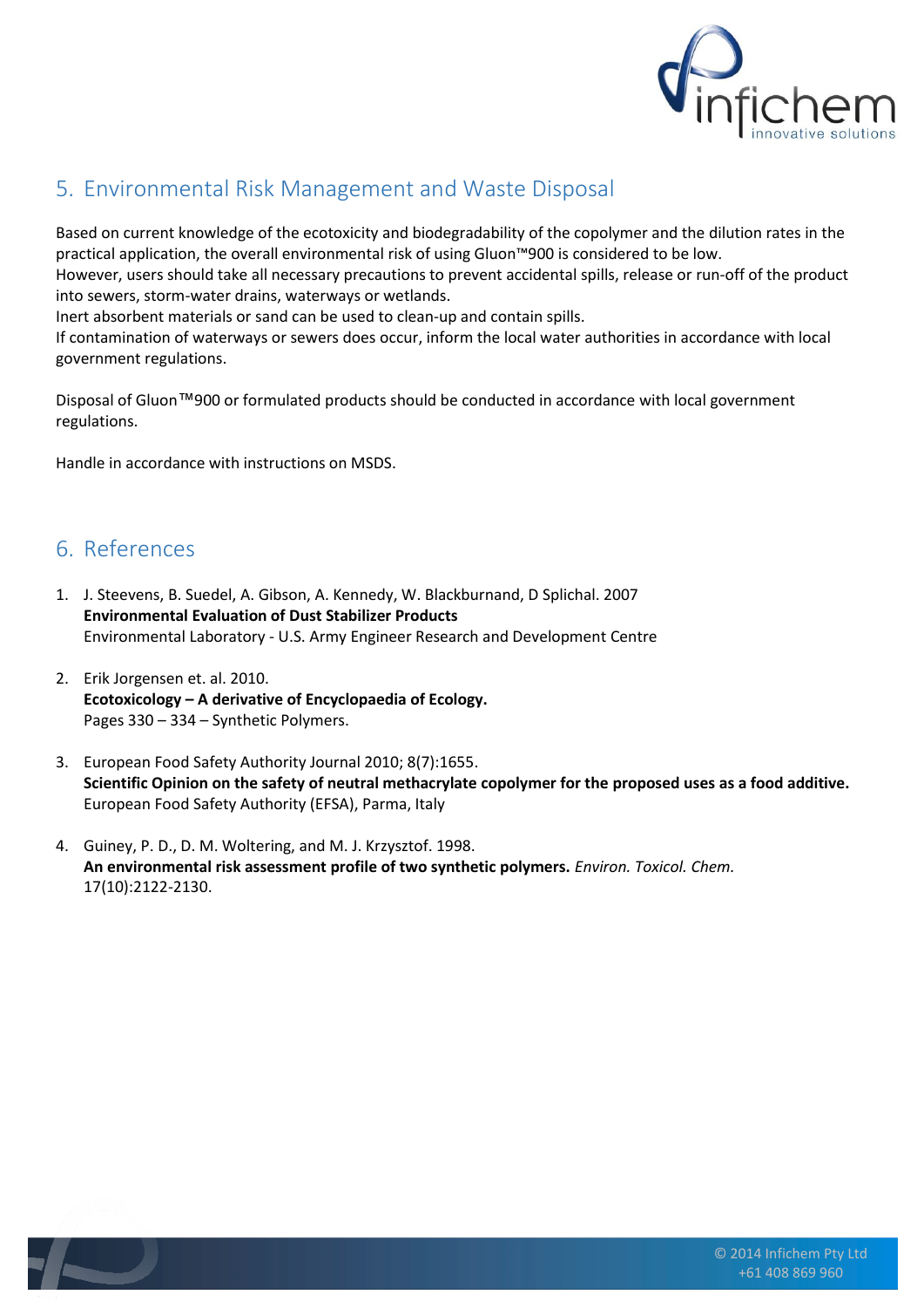## 5. Environmental Risk Management and Waste Disposal

Based on current knowledge of the ecotoxicity and biodegradability of the copolymer and the dilution rates in the practical application, the overall environmental risk of using Gluon™900 is considered to be low.
However, users should take all necessary precautions to prevent accidental spills, release or run-off of the product into sewers, storm-water drains, waterways or wetlands.
Inert absorbent materials or sand can be used to clean-up and contain spills.
If contamination of waterways or sewers does occur, inform the local water authorities in accordance with local government regulations.

Disposal of Gluon™900 or formulated products should be conducted in accordance with local government regulations.

Handle in accordance with instructions on MSDS.

## 6. References

1. J. Steevens, B. Suedel, A. Gibson, A. Kennedy, W. Blackburnand, D Splichal. 2007
   **Environmental Evaluation of Dust Stabilizer Products**
   Environmental Laboratory - U.S. Army Engineer Research and Development Centre

2. Erik Jorgensen et. al. 2010.
   **Ecotoxicology – A derivative of Encyclopaedia of Ecology.**
   Pages 330 – 334 – Synthetic Polymers.

3. European Food Safety Authority Journal 2010; 8(7):1655.
   **Scientific Opinion on the safety of neutral methacrylate copolymer for the proposed uses as a food additive.**
   European Food Safety Authority (EFSA), Parma, Italy

4. Guiney, P. D., D. M. Woltering, and M. J. Krzysztof. 1998.
   **An environmental risk assessment profile of two synthetic polymers.** *Environ. Toxicol. Chem.* 17(10):2122-2130.